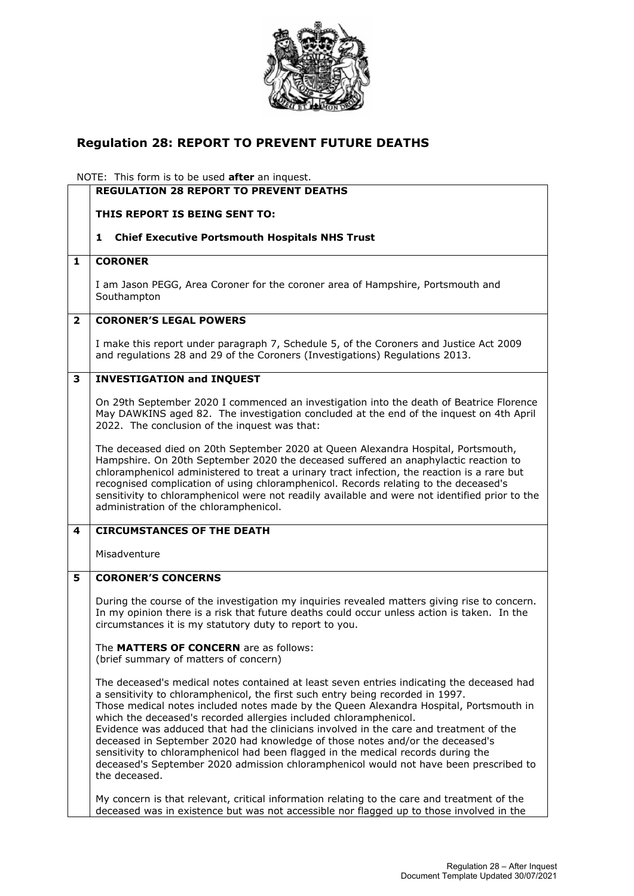## Regulation 28: REPORT TO PREVENT FUTURE DEATHS

NOTE: This form is to be used **after** an inquest.

**REGULATION 28 REPORT TO PREVENT DEATHS**

**THIS REPORT IS BEING SENT TO:**

**1 Chief Executive Portsmouth Hospitals NHS Trust**

**1 CORONER**

I am Jason PEGG, Area Coroner for the coroner area of Hampshire, Portsmouth and Southampton

**2 CORONER'S LEGAL POWERS**

I make this report under paragraph 7, Schedule 5, of the Coroners and Justice Act 2009 and regulations 28 and 29 of the Coroners (Investigations) Regulations 2013.

**3 INVESTIGATION and INQUEST**

On 29th September 2020 I commenced an investigation into the death of Beatrice Florence May DAWKINS aged 82. The investigation concluded at the end of the inquest on 4th April 2022. The conclusion of the inquest was that:

The deceased died on 20th September 2020 at Queen Alexandra Hospital, Portsmouth, Hampshire. On 20th September 2020 the deceased suffered an anaphylactic reaction to chloramphenicol administered to treat a urinary tract infection, the reaction is a rare but recognised complication of using chloramphenicol. Records relating to the deceased's sensitivity to chloramphenicol were not readily available and were not identified prior to the administration of the chloramphenicol.

**4 CIRCUMSTANCES OF THE DEATH**

Misadventure

**5 CORONER'S CONCERNS**

During the course of the investigation my inquiries revealed matters giving rise to concern. In my opinion there is a risk that future deaths could occur unless action is taken. In the circumstances it is my statutory duty to report to you.

The **MATTERS OF CONCERN** are as follows:
(brief summary of matters of concern)

The deceased's medical notes contained at least seven entries indicating the deceased had a sensitivity to chloramphenicol, the first such entry being recorded in 1997.
Those medical notes included notes made by the Queen Alexandra Hospital, Portsmouth in which the deceased's recorded allergies included chloramphenicol.
Evidence was adduced that had the clinicians involved in the care and treatment of the deceased in September 2020 had knowledge of those notes and/or the deceased's sensitivity to chloramphenicol had been flagged in the medical records during the deceased's September 2020 admission chloramphenicol would not have been prescribed to the deceased.

My concern is that relevant, critical information relating to the care and treatment of the deceased was in existence but was not accessible nor flagged up to those involved in the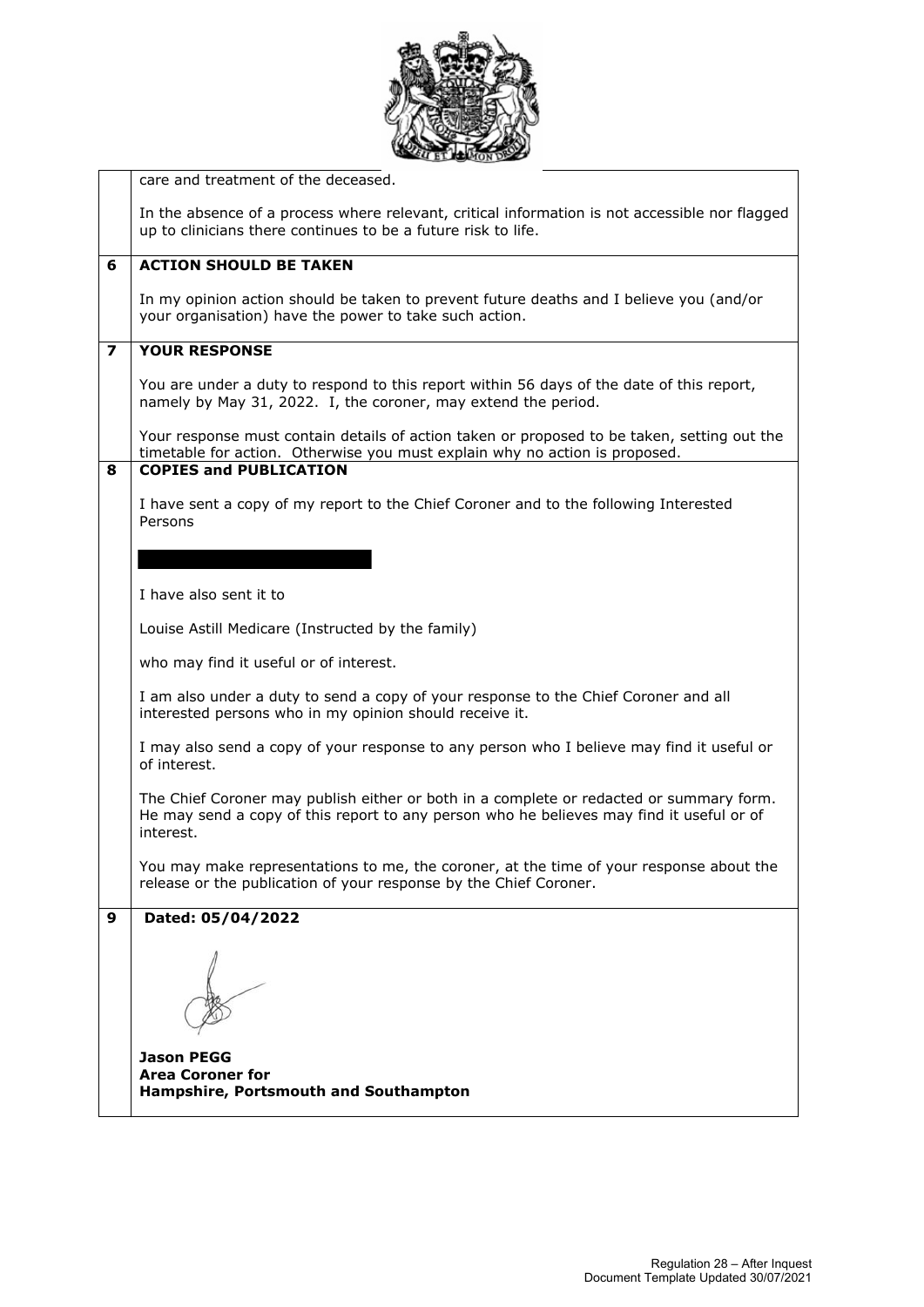care and treatment of the deceased.

In the absence of a process where relevant, critical information is not accessible nor flagged up to clinicians there continues to be a future risk to life.

| | |
|---|---|
| **6** | **ACTION SHOULD BE TAKEN**<br><br>In my opinion action should be taken to prevent future deaths and I believe you (and/or your organisation) have the power to take such action. |
| **7** | **YOUR RESPONSE**<br><br>You are under a duty to respond to this report within 56 days of the date of this report, namely by May 31, 2022. I, the coroner, may extend the period.<br><br>Your response must contain details of action taken or proposed to be taken, setting out the timetable for action. Otherwise you must explain why no action is proposed. |
| **8** | **COPIES and PUBLICATION**<br><br>I have sent a copy of my report to the Chief Coroner and to the following Interested Persons<br><br>[REDACTED]<br><br>I have also sent it to<br><br>Louise Astill Medicare (Instructed by the family)<br><br>who may find it useful or of interest.<br><br>I am also under a duty to send a copy of your response to the Chief Coroner and all interested persons who in my opinion should receive it.<br><br>I may also send a copy of your response to any person who I believe may find it useful or of interest.<br><br>The Chief Coroner may publish either or both in a complete or redacted or summary form. He may send a copy of this report to any person who he believes may find it useful or of interest.<br><br>You may make representations to me, the coroner, at the time of your response about the release or the publication of your response by the Chief Coroner. |
| **9** | **Dated: 05/04/2022**<br><br>**Jason PEGG**<br>**Area Coroner for**<br>**Hampshire, Portsmouth and Southampton** |

Regulation 28 – After Inquest
Document Template Updated 30/07/2021